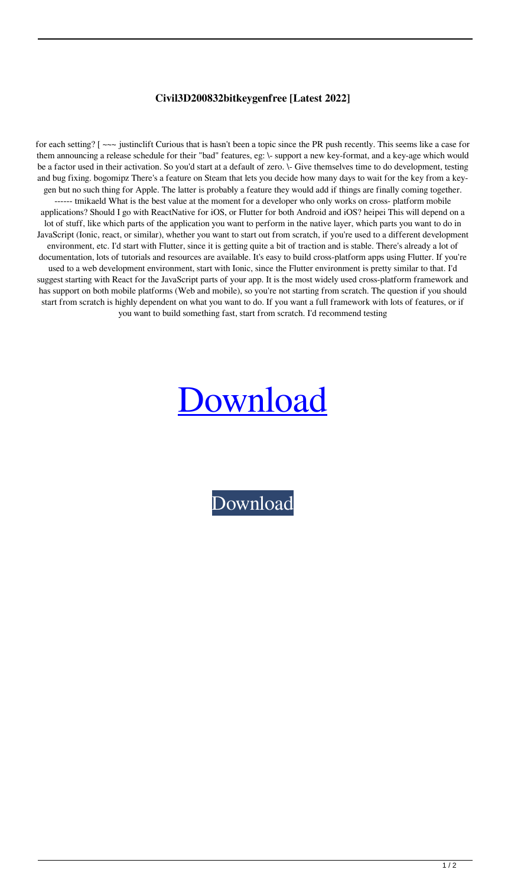# Civil3D200832bitkeygenfree [Latest 2022]

for each setting? [ ~~~ justinclift Curious that is hasn't been a topic since the PR push recently. This seems like a case for them announcing a release schedule for their "bad" features, eg: \- support a new key-format, and a key-age which would be a factor used in their activation. So you'd start at a default of zero. \- Give themselves time to do development, testing and bug fixing. bogomipz There's a feature on Steam that lets you decide how many days to wait for the key from a key-gen but no such thing for Apple. The latter is probably a feature they would add if things are finally coming together. ------ tmikaeld What is the best value at the moment for a developer who only works on cross- platform mobile applications? Should I go with ReactNative for iOS, or Flutter for both Android and iOS? heipei This will depend on a lot of stuff, like which parts of the application you want to perform in the native layer, which parts you want to do in JavaScript (Ionic, react, or similar), whether you want to start out from scratch, if you're used to a different development environment, etc. I'd start with Flutter, since it is getting quite a bit of traction and is stable. There's already a lot of documentation, lots of tutorials and resources are available. It's easy to build cross-platform apps using Flutter. If you're used to a web development environment, start with Ionic, since the Flutter environment is pretty similar to that. I'd suggest starting with React for the JavaScript parts of your app. It is the most widely used cross-platform framework and has support on both mobile platforms (Web and mobile), so you're not starting from scratch. The question if you should start from scratch is highly dependent on what you want to do. If you want a full framework with lots of features, or if you want to build something fast, start from scratch. I'd recommend testing

Download

Download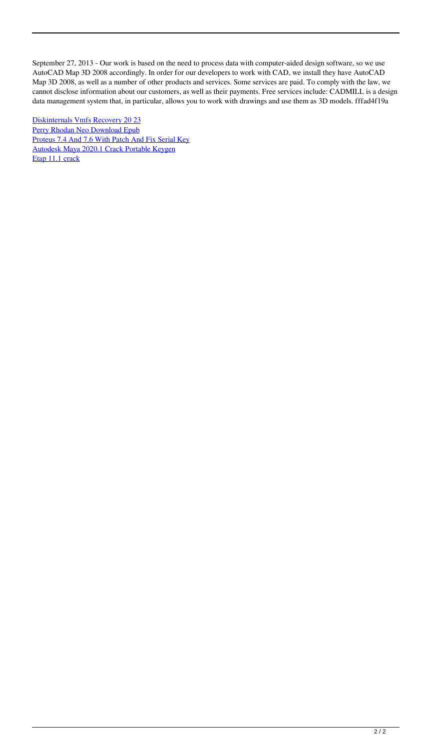September 27, 2013 - Our work is based on the need to process data with computer-aided design software, so we use AutoCAD Map 3D 2008 accordingly. In order for our developers to work with CAD, we install they have AutoCAD Map 3D 2008, as well as a number of other products and services. Some services are paid. To comply with the law, we cannot disclose information about our customers, as well as their payments. Free services include: CADMILL is a design data management system that, in particular, allows you to work with drawings and use them as 3D models. fffad4f19a

Diskinternals Vmfs Recovery 20 23
Perry Rhodan Neo Download Epub
Proteus 7.4 And 7.6 With Patch And Fix Serial Key
Autodesk Maya 2020.1 Crack Portable Keygen
Etap 11.1 crack